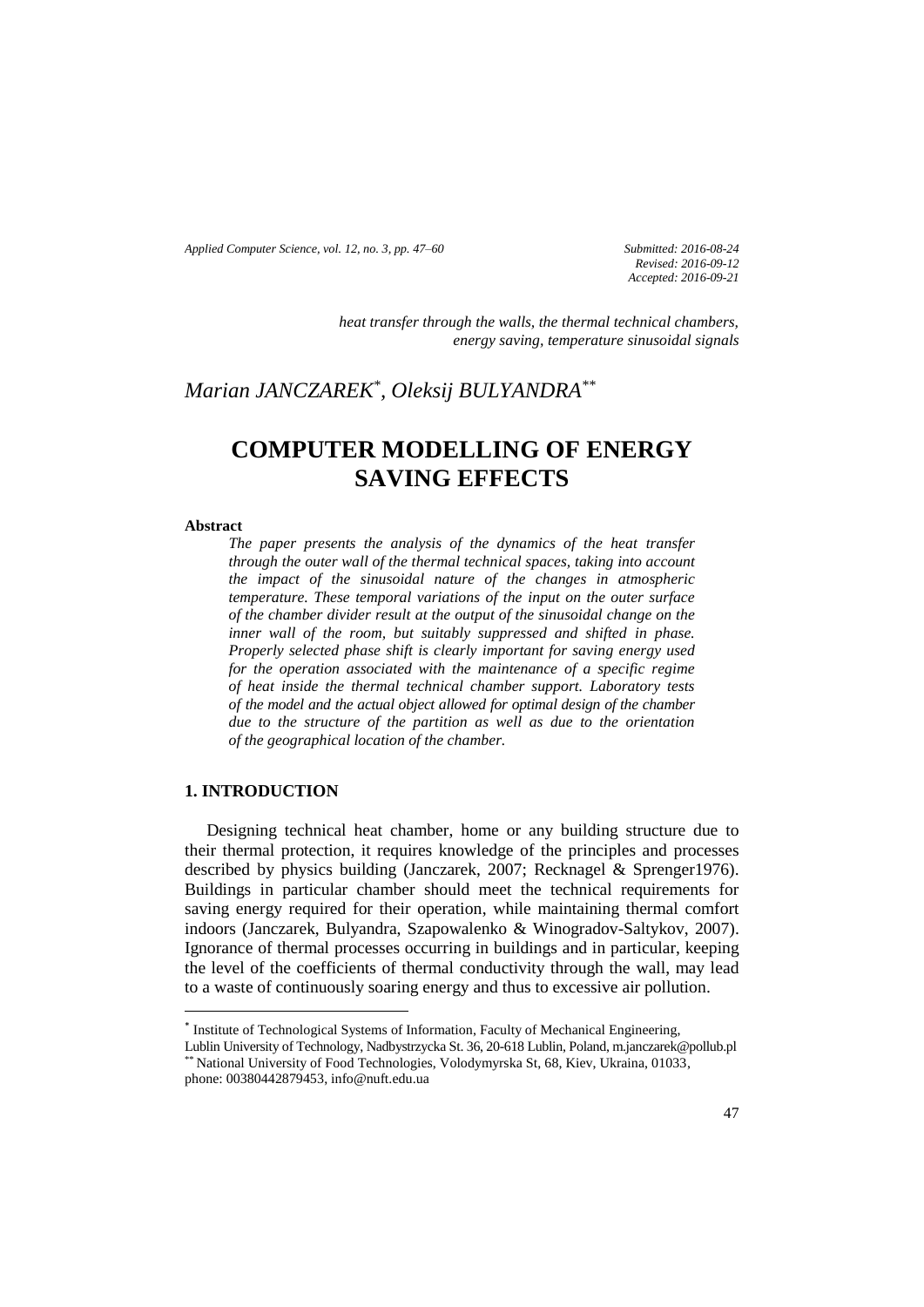*heat transfer through the walls, the thermal technical chambers, energy saving, temperature sinusoidal signals*

*Marian JANCZAREK[\*], Oleksij BULYANDRA[\*\*]*

# COMPUTER MODELLING OF ENERGY SAVING EFFECTS

**Abstract**

*The paper presents the analysis of the dynamics of the heat transfer through the outer wall of the thermal technical spaces, taking into account the impact of the sinusoidal nature of the changes in atmospheric temperature. These temporal variations of the input on the outer surface of the chamber divider result at the output of the sinusoidal change on the inner wall of the room, but suitably suppressed and shifted in phase. Properly selected phase shift is clearly important for saving energy used for the operation associated with the maintenance of a specific regime of heat inside the thermal technical chamber support. Laboratory tests of the model and the actual object allowed for optimal design of the chamber due to the structure of the partition as well as due to the orientation of the geographical location of the chamber.*

## 1. INTRODUCTION

Designing technical heat chamber, home or any building structure due to their thermal protection, it requires knowledge of the principles and processes described by physics building (Janczarek, 2007; Recknagel & Sprenger1976). Buildings in particular chamber should meet the technical requirements for saving energy required for their operation, while maintaining thermal comfort indoors (Janczarek, Bulyandra, Szapowalenko & Winogradov-Saltykov, 2007). Ignorance of thermal processes occurring in buildings and in particular, keeping the level of the coefficients of thermal conductivity through the wall, may lead to a waste of continuously soaring energy and thus to excessive air pollution.

---

[\*] Institute of Technological Systems of Information, Faculty of Mechanical Engineering, Lublin University of Technology, Nadbystrzycka St. 36, 20-618 Lublin, Poland, m.janczarek@pollub.pl

[\*\*] National University of Food Technologies, Volodymyrska St, 68, Kiev, Ukraina, 01033, phone: 00380442879453, info@nuft.edu.ua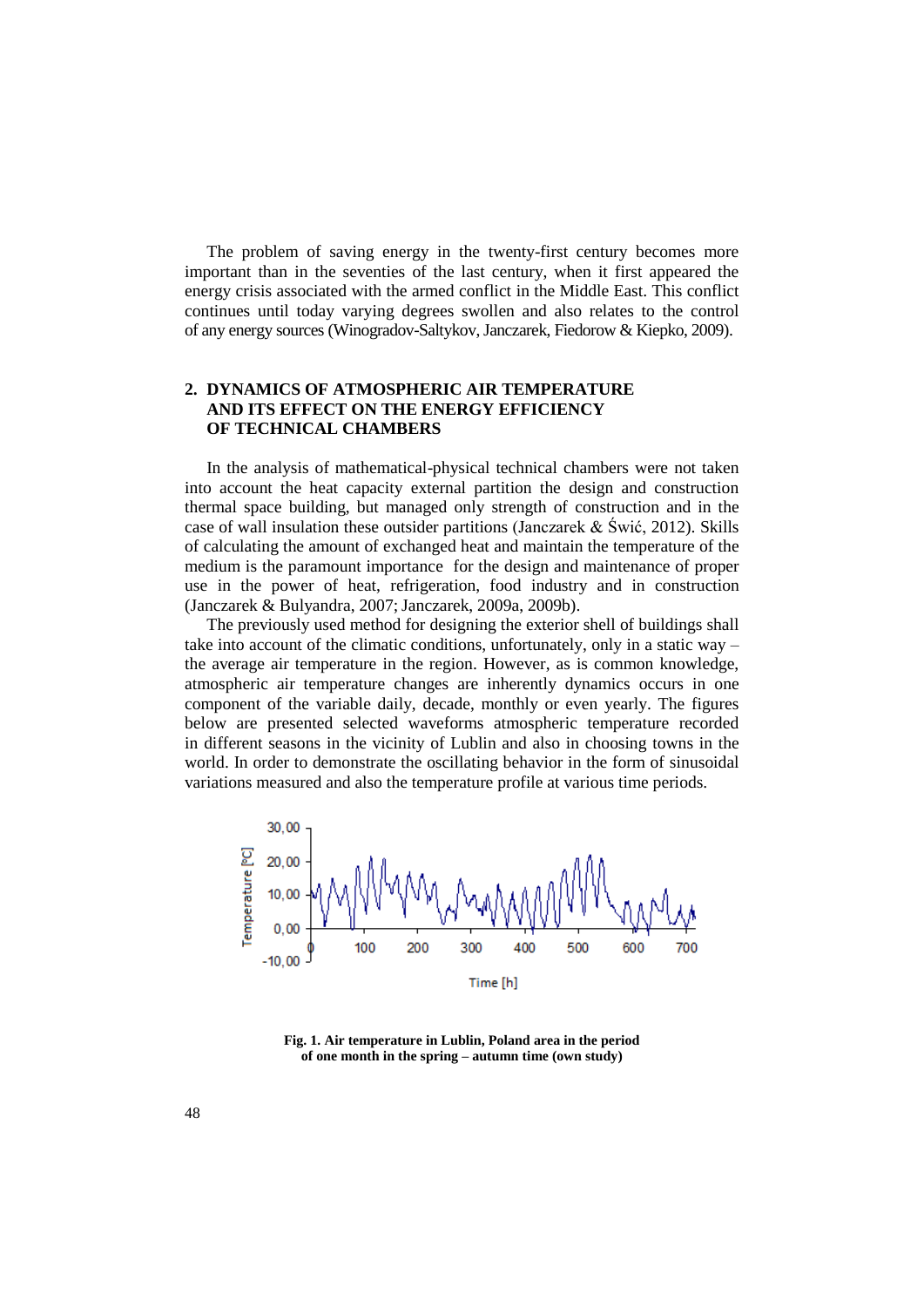The problem of saving energy in the twenty-first century becomes more important than in the seventies of the last century, when it first appeared the energy crisis associated with the armed conflict in the Middle East. This conflict continues until today varying degrees swollen and also relates to the control of any energy sources (Winogradov-Saltykov, Janczarek, Fiedorow & Kiepko, 2009).

## 2. DYNAMICS OF ATMOSPHERIC AIR TEMPERATURE AND ITS EFFECT ON THE ENERGY EFFICIENCY OF TECHNICAL CHAMBERS

In the analysis of mathematical-physical technical chambers were not taken into account the heat capacity external partition the design and construction thermal space building, but managed only strength of construction and in the case of wall insulation these outsider partitions (Janczarek & Świć, 2012). Skills of calculating the amount of exchanged heat and maintain the temperature of the medium is the paramount importance for the design and maintenance of proper use in the power of heat, refrigeration, food industry and in construction (Janczarek & Bulyandra, 2007; Janczarek, 2009a, 2009b).

The previously used method for designing the exterior shell of buildings shall take into account of the climatic conditions, unfortunately, only in a static way – the average air temperature in the region. However, as is common knowledge, atmospheric air temperature changes are inherently dynamics occurs in one component of the variable daily, decade, monthly or even yearly. The figures below are presented selected waveforms atmospheric temperature recorded in different seasons in the vicinity of Lublin and also in choosing towns in the world. In order to demonstrate the oscillating behavior in the form of sinusoidal variations measured and also the temperature profile at various time periods.

**Fig. 1. Air temperature in Lublin, Poland area in the period of one month in the spring – autumn time (own study)**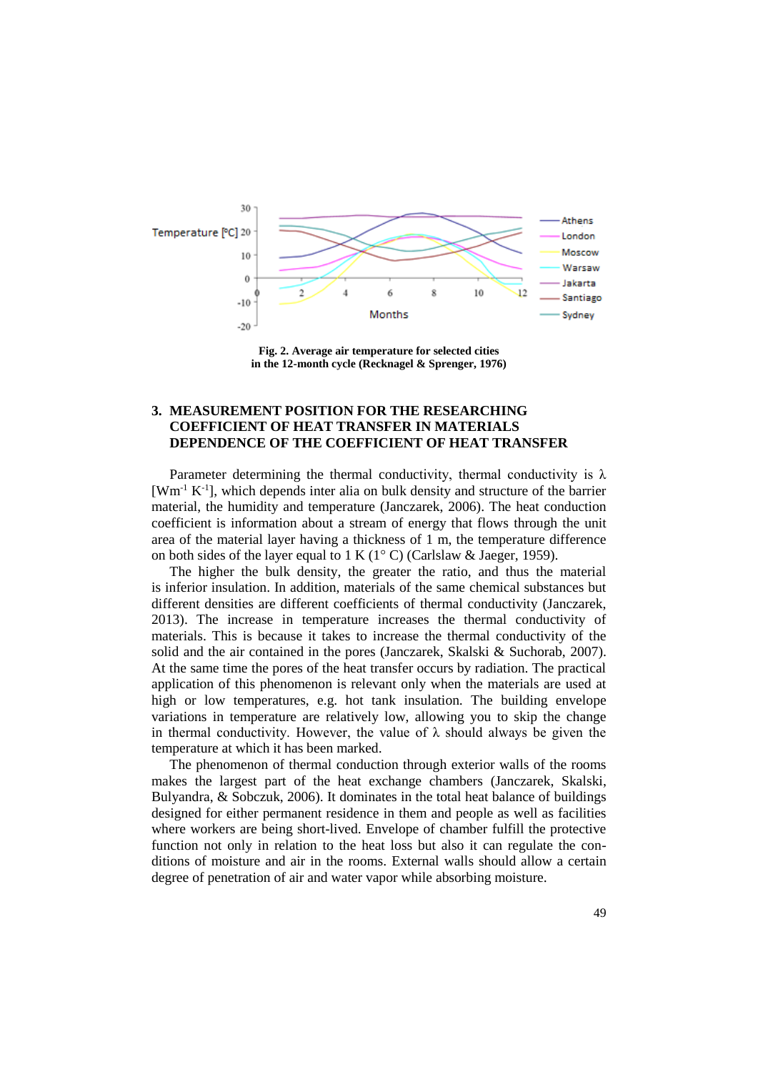Fig. 2. Average air temperature for selected cities in the 12-month cycle (Recknagel & Sprenger, 1976)

## 3. MEASUREMENT POSITION FOR THE RESEARCHING COEFFICIENT OF HEAT TRANSFER IN MATERIALS DEPENDENCE OF THE COEFFICIENT OF HEAT TRANSFER

Parameter determining the thermal conductivity, thermal conductivity is λ [$Wm^{-1} K^{-1}$], which depends inter alia on bulk density and structure of the barrier material, the humidity and temperature (Janczarek, 2006). The heat conduction coefficient is information about a stream of energy that flows through the unit area of the material layer having a thickness of 1 m, the temperature difference on both sides of the layer equal to 1 K (1° C) (Carlslaw & Jaeger, 1959).

The higher the bulk density, the greater the ratio, and thus the material is inferior insulation. In addition, materials of the same chemical substances but different densities are different coefficients of thermal conductivity (Janczarek, 2013). The increase in temperature increases the thermal conductivity of materials. This is because it takes to increase the thermal conductivity of the solid and the air contained in the pores (Janczarek, Skalski & Suchorab, 2007). At the same time the pores of the heat transfer occurs by radiation. The practical application of this phenomenon is relevant only when the materials are used at high or low temperatures, e.g. hot tank insulation. The building envelope variations in temperature are relatively low, allowing you to skip the change in thermal conductivity. However, the value of λ should always be given the temperature at which it has been marked.

The phenomenon of thermal conduction through exterior walls of the rooms makes the largest part of the heat exchange chambers (Janczarek, Skalski, Bulyandra, & Sobczuk, 2006). It dominates in the total heat balance of buildings designed for either permanent residence in them and people as well as facilities where workers are being short-lived. Envelope of chamber fulfill the protective function not only in relation to the heat loss but also it can regulate the conditions of moisture and air in the rooms. External walls should allow a certain degree of penetration of air and water vapor while absorbing moisture.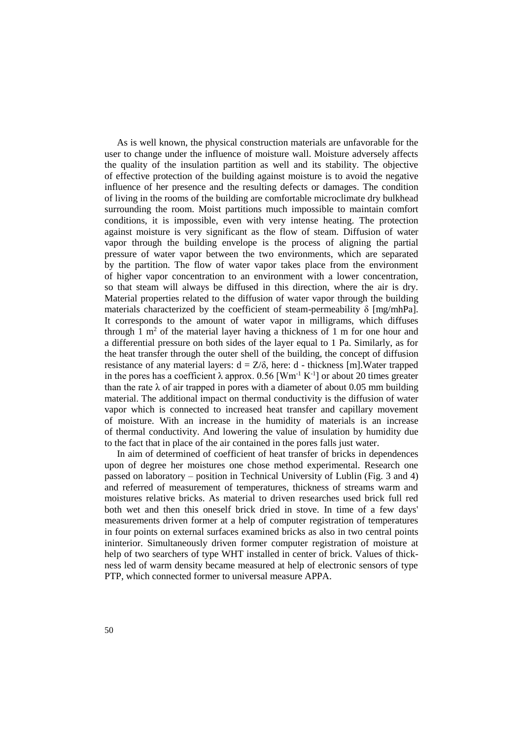As is well known, the physical construction materials are unfavorable for the user to change under the influence of moisture wall. Moisture adversely affects the quality of the insulation partition as well and its stability. The objective of effective protection of the building against moisture is to avoid the negative influence of her presence and the resulting defects or damages. The condition of living in the rooms of the building are comfortable microclimate dry bulkhead surrounding the room. Moist partitions much impossible to maintain comfort conditions, it is impossible, even with very intense heating. The protection against moisture is very significant as the flow of steam. Diffusion of water vapor through the building envelope is the process of aligning the partial pressure of water vapor between the two environments, which are separated by the partition. The flow of water vapor takes place from the environment of higher vapor concentration to an environment with a lower concentration, so that steam will always be diffused in this direction, where the air is dry. Material properties related to the diffusion of water vapor through the building materials characterized by the coefficient of steam-permeability $\delta$ [mg/mhPa]. It corresponds to the amount of water vapor in milligrams, which diffuses through 1 $m^2$ of the material layer having a thickness of 1 m for one hour and a differential pressure on both sides of the layer equal to 1 Pa. Similarly, as for the heat transfer through the outer shell of the building, the concept of diffusion resistance of any material layers: $d = Z/\delta$, here: d - thickness [m].Water trapped in the pores has a coefficient $\lambda$ approx. 0.56 [$Wm^{-1} K^{-1}$] or about 20 times greater than the rate $\lambda$ of air trapped in pores with a diameter of about 0.05 mm building material. The additional impact on thermal conductivity is the diffusion of water vapor which is connected to increased heat transfer and capillary movement of moisture. With an increase in the humidity of materials is an increase of thermal conductivity. And lowering the value of insulation by humidity due to the fact that in place of the air contained in the pores falls just water.

In aim of determined of coefficient of heat transfer of bricks in dependences upon of degree her moistures one chose method experimental. Research one passed on laboratory – position in Technical University of Lublin (Fig. 3 and 4) and referred of measurement of temperatures, thickness of streams warm and moistures relative bricks. As material to driven researches used brick full red both wet and then this oneself brick dried in stove. In time of a few days' measurements driven former at a help of computer registration of temperatures in four points on external surfaces examined bricks as also in two central points ininterior. Simultaneously driven former computer registration of moisture at help of two searchers of type WHT installed in center of brick. Values of thickness led of warm density became measured at help of electronic sensors of type PTP, which connected former to universal measure APPA.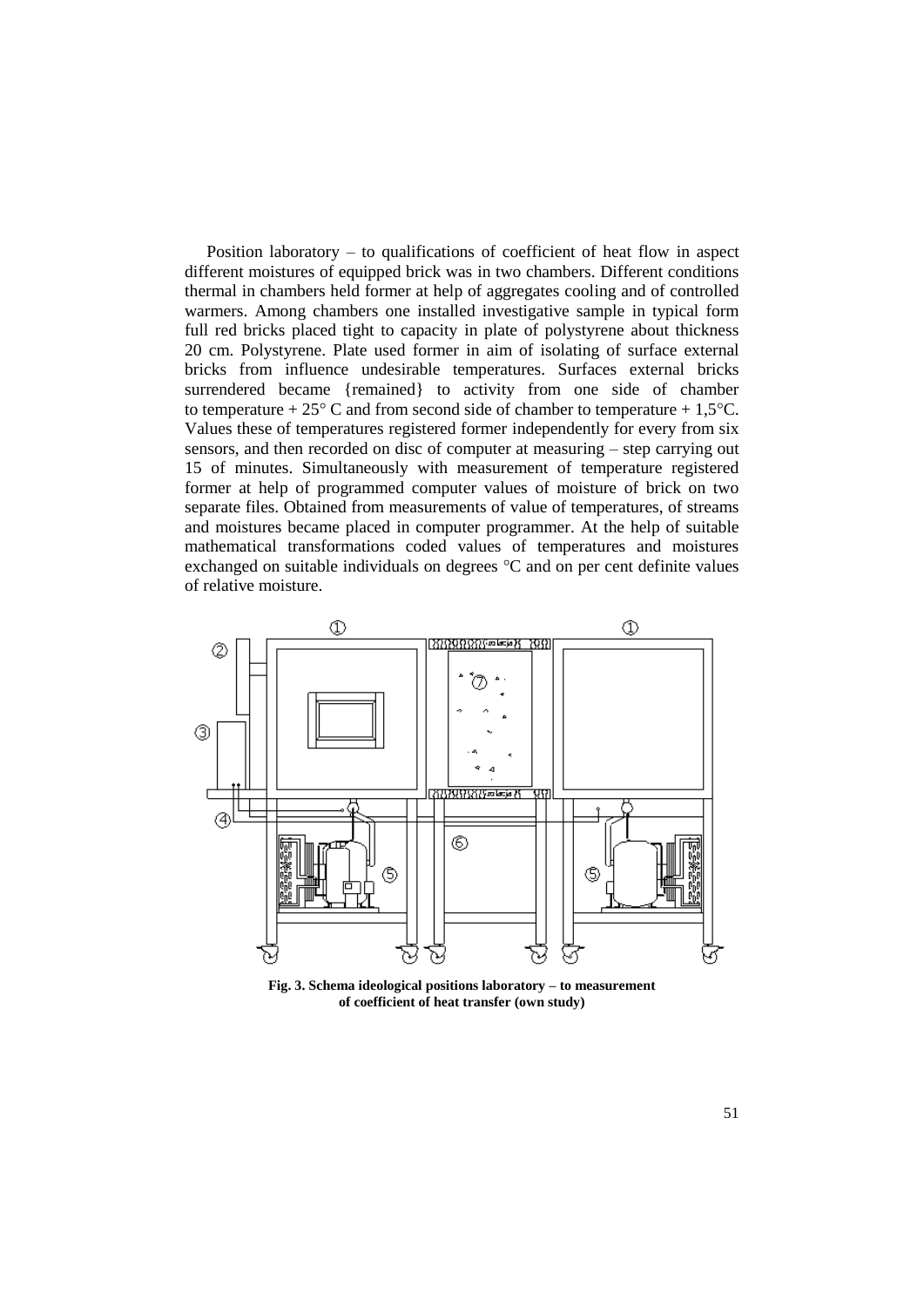Position laboratory – to qualifications of coefficient of heat flow in aspect different moistures of equipped brick was in two chambers. Different conditions thermal in chambers held former at help of aggregates cooling and of controlled warmers. Among chambers one installed investigative sample in typical form full red bricks placed tight to capacity in plate of polystyrene about thickness 20 cm. Polystyrene. Plate used former in aim of isolating of surface external bricks from influence undesirable temperatures. Surfaces external bricks surrendered became {remained} to activity from one side of chamber to temperature + 25° C and from second side of chamber to temperature + 1,5°C. Values these of temperatures registered former independently for every from six sensors, and then recorded on disc of computer at measuring – step carrying out 15 of minutes. Simultaneously with measurement of temperature registered former at help of programmed computer values of moisture of brick on two separate files. Obtained from measurements of value of temperatures, of streams and moistures became placed in computer programmer. At the help of suitable mathematical transformations coded values of temperatures and moistures exchanged on suitable individuals on degrees °C and on per cent definite values of relative moisture.

**Fig. 3. Schema ideological positions laboratory – to measurement of coefficient of heat transfer (own study)**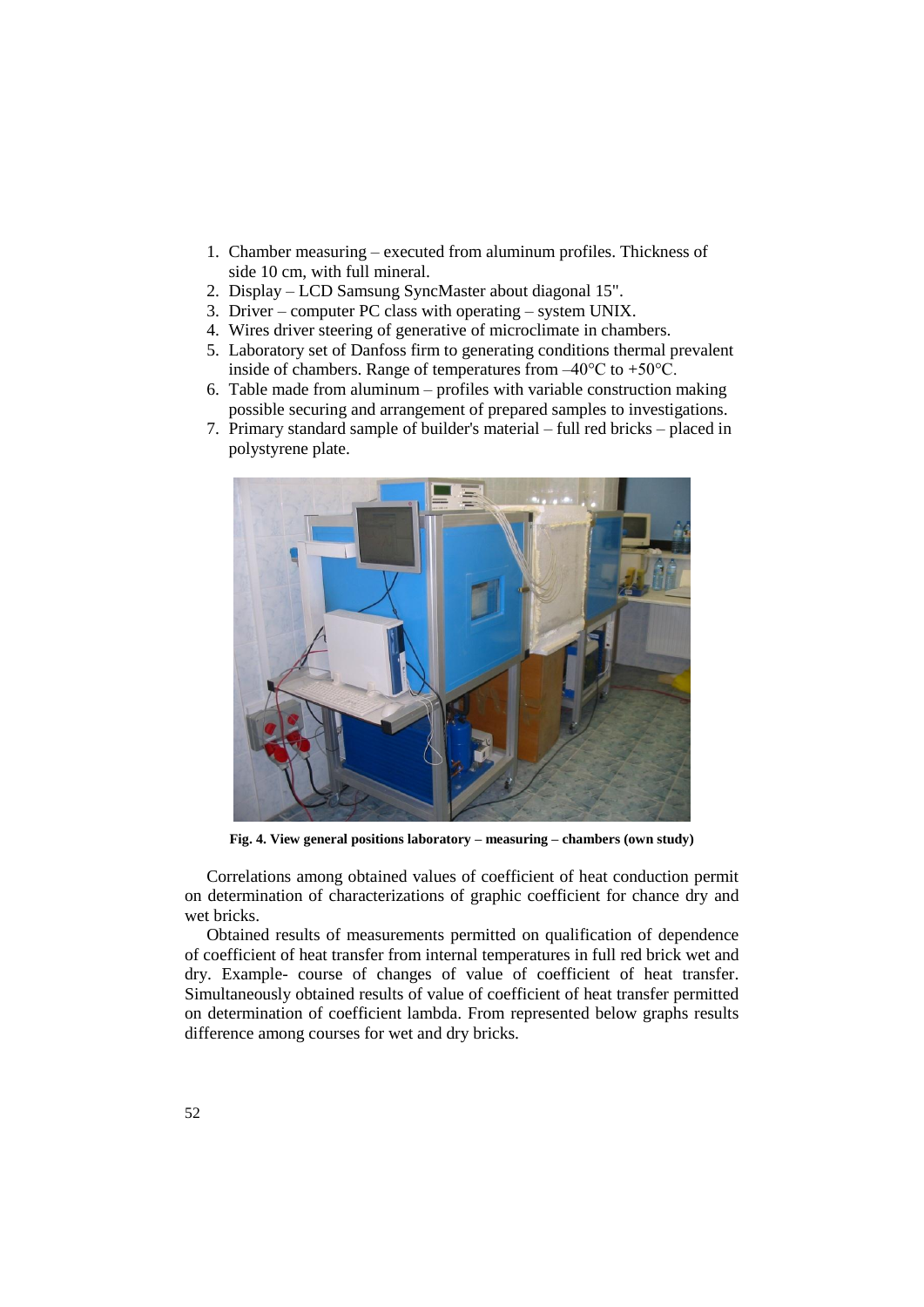1. Chamber measuring – executed from aluminum profiles. Thickness of side 10 cm, with full mineral.
2. Display – LCD Samsung SyncMaster about diagonal 15".
3. Driver – computer PC class with operating – system UNIX.
4. Wires driver steering of generative of microclimate in chambers.
5. Laboratory set of Danfoss firm to generating conditions thermal prevalent inside of chambers. Range of temperatures from –40°C to +50°C.
6. Table made from aluminum – profiles with variable construction making possible securing and arrangement of prepared samples to investigations.
7. Primary standard sample of builder's material – full red bricks – placed in polystyrene plate.

**Fig. 4. View general positions laboratory – measuring – chambers (own study)**

Correlations among obtained values of coefficient of heat conduction permit on determination of characterizations of graphic coefficient for chance dry and wet bricks.

Obtained results of measurements permitted on qualification of dependence of coefficient of heat transfer from internal temperatures in full red brick wet and dry. Example- course of changes of value of coefficient of heat transfer. Simultaneously obtained results of value of coefficient of heat transfer permitted on determination of coefficient lambda. From represented below graphs results difference among courses for wet and dry bricks.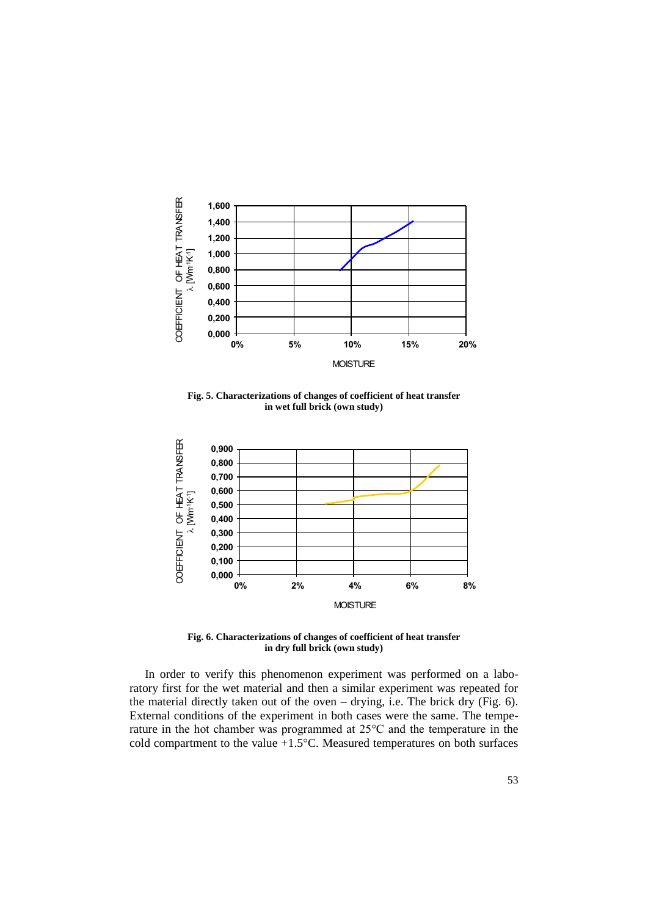**Fig. 5. Characterizations of changes of coefficient of heat transfer in wet full brick (own study)**

**Fig. 6. Characterizations of changes of coefficient of heat transfer in dry full brick (own study)**

In order to verify this phenomenon experiment was performed on a laboratory first for the wet material and then a similar experiment was repeated for the material directly taken out of the oven – drying, i.e. The brick dry (Fig. 6). External conditions of the experiment in both cases were the same. The temperature in the hot chamber was programmed at 25°C and the temperature in the cold compartment to the value +1.5°C. Measured temperatures on both surfaces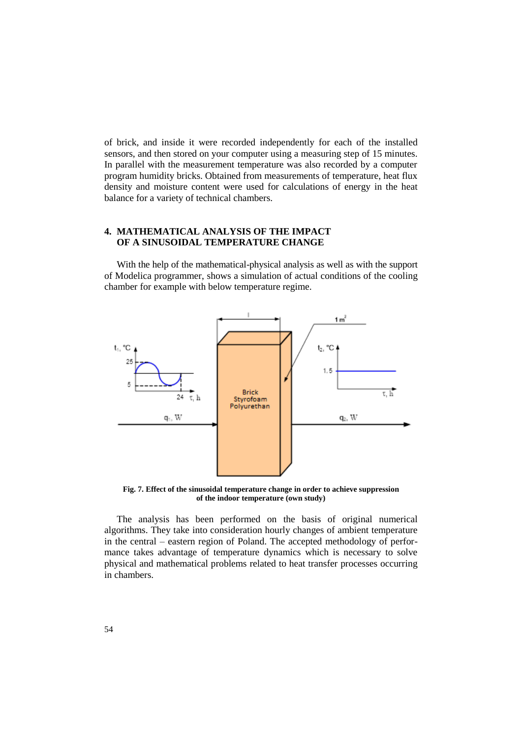of brick, and inside it were recorded independently for each of the installed sensors, and then stored on your computer using a measuring step of 15 minutes. In parallel with the measurement temperature was also recorded by a computer program humidity bricks. Obtained from measurements of temperature, heat flux density and moisture content were used for calculations of energy in the heat balance for a variety of technical chambers.

## 4. MATHEMATICAL ANALYSIS OF THE IMPACT OF A SINUSOIDAL TEMPERATURE CHANGE

With the help of the mathematical-physical analysis as well as with the support of Modelica programmer, shows a simulation of actual conditions of the cooling chamber for example with below temperature regime.

**Fig. 7. Effect of the sinusoidal temperature change in order to achieve suppression of the indoor temperature (own study)**

The analysis has been performed on the basis of original numerical algorithms. They take into consideration hourly changes of ambient temperature in the central – eastern region of Poland. The accepted methodology of performance takes advantage of temperature dynamics which is necessary to solve physical and mathematical problems related to heat transfer processes occurring in chambers.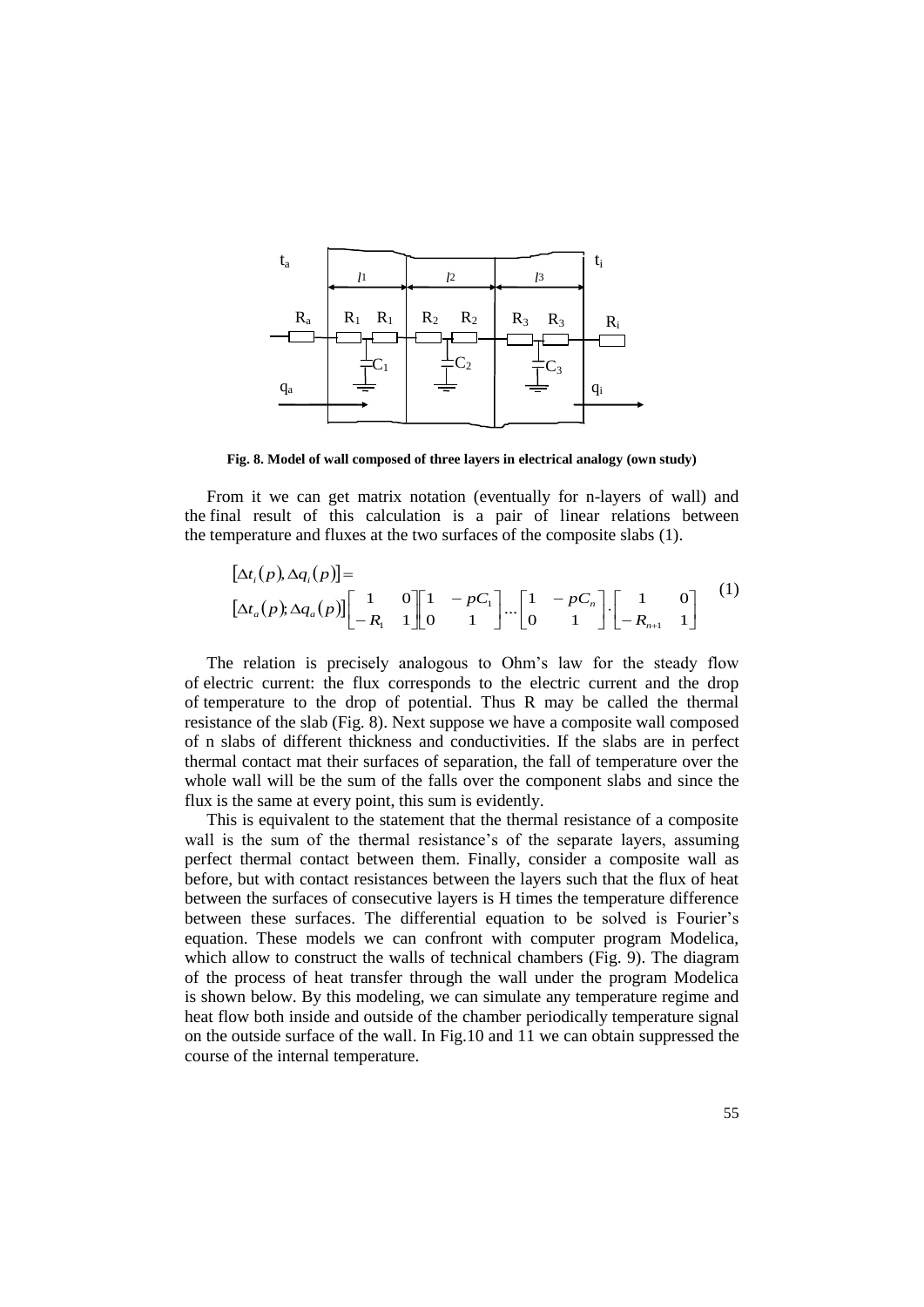Fig. 8. Model of wall composed of three layers in electrical analogy (own study)

From it we can get matrix notation (eventually for n-layers of wall) and the final result of this calculation is a pair of linear relations between the temperature and fluxes at the two surfaces of the composite slabs (1).

$$
\begin{aligned}
&[\Delta t_i(p), \Delta q_i(p)] = \\
&[\Delta t_a(p); \Delta q_a(p)] \begin{bmatrix} 1 & 0 \\ -R_1 & 1 \end{bmatrix} \begin{bmatrix} 1 & -pC_1 \\ 0 & 1 \end{bmatrix} \cdots \begin{bmatrix} 1 & -pC_n \\ 0 & 1 \end{bmatrix} \cdot \begin{bmatrix} 1 & 0 \\ -R_{n+1} & 1 \end{bmatrix}
\end{aligned}
\tag{1}
$$

The relation is precisely analogous to Ohm's law for the steady flow of electric current: the flux corresponds to the electric current and the drop of temperature to the drop of potential. Thus R may be called the thermal resistance of the slab (Fig. 8). Next suppose we have a composite wall composed of n slabs of different thickness and conductivities. If the slabs are in perfect thermal contact mat their surfaces of separation, the fall of temperature over the whole wall will be the sum of the falls over the component slabs and since the flux is the same at every point, this sum is evidently.

This is equivalent to the statement that the thermal resistance of a composite wall is the sum of the thermal resistance's of the separate layers, assuming perfect thermal contact between them. Finally, consider a composite wall as before, but with contact resistances between the layers such that the flux of heat between the surfaces of consecutive layers is H times the temperature difference between these surfaces. The differential equation to be solved is Fourier's equation. These models we can confront with computer program Modelica, which allow to construct the walls of technical chambers (Fig. 9). The diagram of the process of heat transfer through the wall under the program Modelica is shown below. By this modeling, we can simulate any temperature regime and heat flow both inside and outside of the chamber periodically temperature signal on the outside surface of the wall. In Fig.10 and 11 we can obtain suppressed the course of the internal temperature.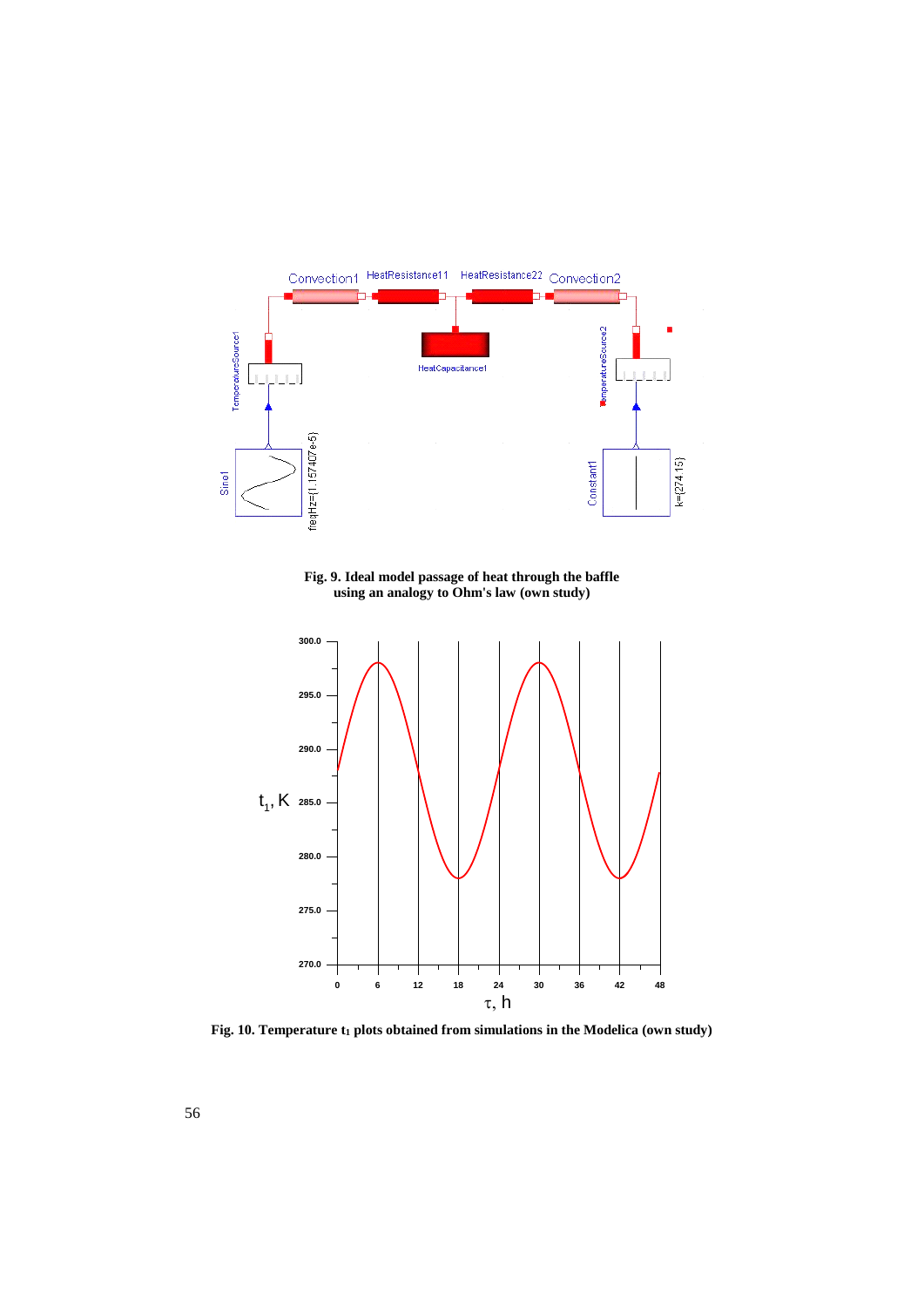**Fig. 9. Ideal model passage of heat through the baffle using an analogy to Ohm's law (own study)**

**Fig. 10. Temperature $t_1$ plots obtained from simulations in the Modelica (own study)**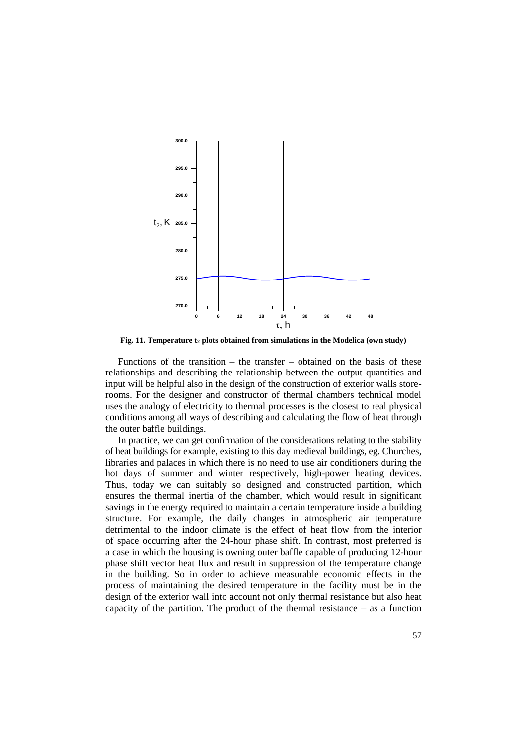**Fig. 11. Temperature $t_2$ plots obtained from simulations in the Modelica (own study)**

Functions of the transition – the transfer – obtained on the basis of these relationships and describing the relationship between the output quantities and input will be helpful also in the design of the construction of exterior walls store-rooms. For the designer and constructor of thermal chambers technical model uses the analogy of electricity to thermal processes is the closest to real physical conditions among all ways of describing and calculating the flow of heat through the outer baffle buildings.

In practice, we can get confirmation of the considerations relating to the stability of heat buildings for example, existing to this day medieval buildings, eg. Churches, libraries and palaces in which there is no need to use air conditioners during the hot days of summer and winter respectively, high-power heating devices. Thus, today we can suitably so designed and constructed partition, which ensures the thermal inertia of the chamber, which would result in significant savings in the energy required to maintain a certain temperature inside a building structure. For example, the daily changes in atmospheric air temperature detrimental to the indoor climate is the effect of heat flow from the interior of space occurring after the 24-hour phase shift. In contrast, most preferred is a case in which the housing is owning outer baffle capable of producing 12-hour phase shift vector heat flux and result in suppression of the temperature change in the building. So in order to achieve measurable economic effects in the process of maintaining the desired temperature in the facility must be in the design of the exterior wall into account not only thermal resistance but also heat capacity of the partition. The product of the thermal resistance – as a function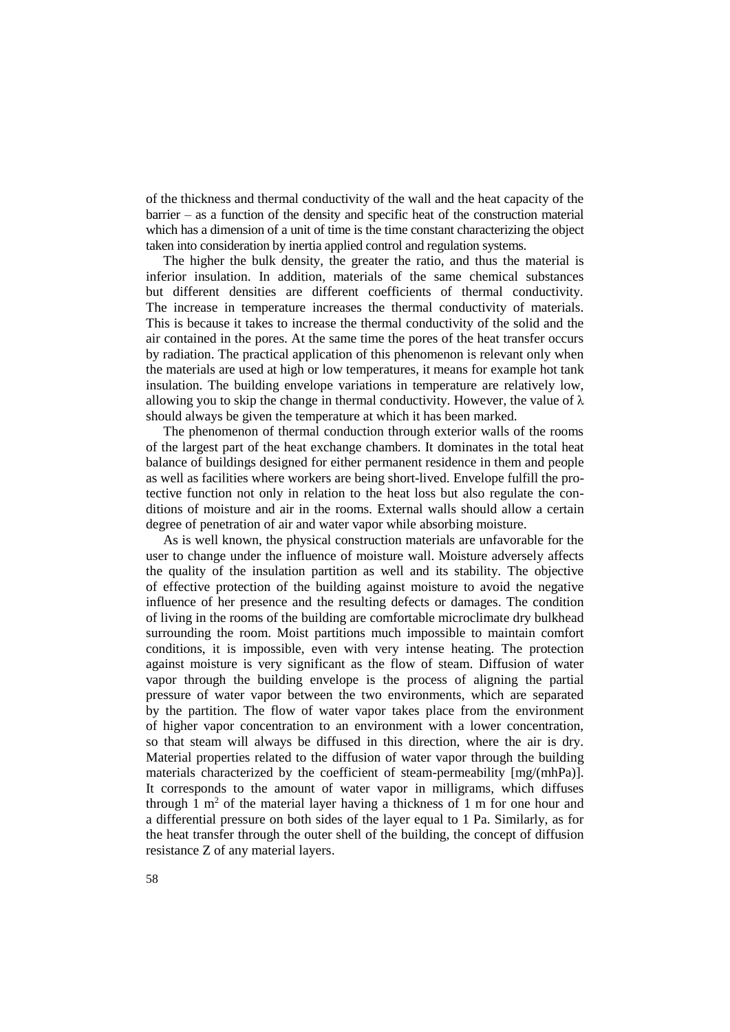of the thickness and thermal conductivity of the wall and the heat capacity of the barrier – as a function of the density and specific heat of the construction material which has a dimension of a unit of time is the time constant characterizing the object taken into consideration by inertia applied control and regulation systems.

The higher the bulk density, the greater the ratio, and thus the material is inferior insulation. In addition, materials of the same chemical substances but different densities are different coefficients of thermal conductivity. The increase in temperature increases the thermal conductivity of materials. This is because it takes to increase the thermal conductivity of the solid and the air contained in the pores. At the same time the pores of the heat transfer occurs by radiation. The practical application of this phenomenon is relevant only when the materials are used at high or low temperatures, it means for example hot tank insulation. The building envelope variations in temperature are relatively low, allowing you to skip the change in thermal conductivity. However, the value of $\lambda$ should always be given the temperature at which it has been marked.

The phenomenon of thermal conduction through exterior walls of the rooms of the largest part of the heat exchange chambers. It dominates in the total heat balance of buildings designed for either permanent residence in them and people as well as facilities where workers are being short-lived. Envelope fulfill the protective function not only in relation to the heat loss but also regulate the conditions of moisture and air in the rooms. External walls should allow a certain degree of penetration of air and water vapor while absorbing moisture.

As is well known, the physical construction materials are unfavorable for the user to change under the influence of moisture wall. Moisture adversely affects the quality of the insulation partition as well and its stability. The objective of effective protection of the building against moisture to avoid the negative influence of her presence and the resulting defects or damages. The condition of living in the rooms of the building are comfortable microclimate dry bulkhead surrounding the room. Moist partitions much impossible to maintain comfort conditions, it is impossible, even with very intense heating. The protection against moisture is very significant as the flow of steam. Diffusion of water vapor through the building envelope is the process of aligning the partial pressure of water vapor between the two environments, which are separated by the partition. The flow of water vapor takes place from the environment of higher vapor concentration to an environment with a lower concentration, so that steam will always be diffused in this direction, where the air is dry. Material properties related to the diffusion of water vapor through the building materials characterized by the coefficient of steam-permeability [mg/(mhPa)]. It corresponds to the amount of water vapor in milligrams, which diffuses through 1 $m^2$ of the material layer having a thickness of 1 m for one hour and a differential pressure on both sides of the layer equal to 1 Pa. Similarly, as for the heat transfer through the outer shell of the building, the concept of diffusion resistance Z of any material layers.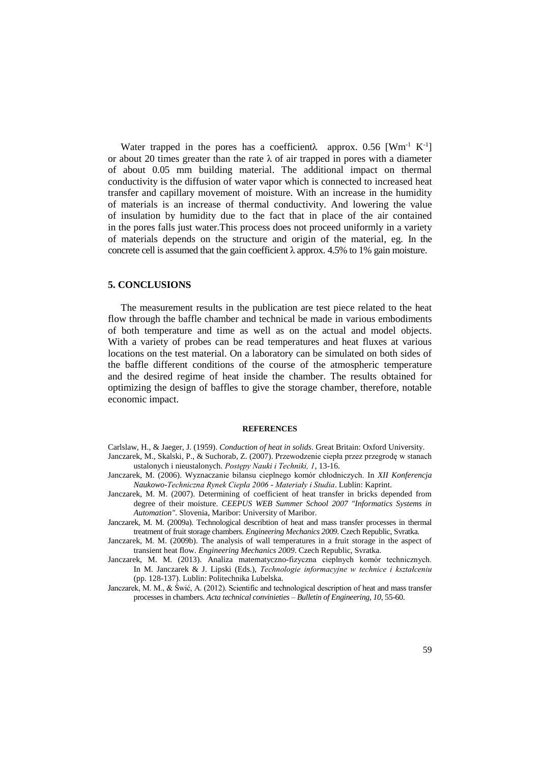Water trapped in the pores has a coefficient$\lambda$ approx. 0.56 [$Wm^{-1} K^{-1}$] or about 20 times greater than the rate $\lambda$ of air trapped in pores with a diameter of about 0.05 mm building material. The additional impact on thermal conductivity is the diffusion of water vapor which is connected to increased heat transfer and capillary movement of moisture. With an increase in the humidity of materials is an increase of thermal conductivity. And lowering the value of insulation by humidity due to the fact that in place of the air contained in the pores falls just water.This process does not proceed uniformly in a variety of materials depends on the structure and origin of the material, eg. In the concrete cell is assumed that the gain coefficient $\lambda$ approx. 4.5% to 1% gain moisture.

## 5. CONCLUSIONS

The measurement results in the publication are test piece related to the heat flow through the baffle chamber and technical be made in various embodiments of both temperature and time as well as on the actual and model objects. With a variety of probes can be read temperatures and heat fluxes at various locations on the test material. On a laboratory can be simulated on both sides of the baffle different conditions of the course of the atmospheric temperature and the desired regime of heat inside the chamber. The results obtained for optimizing the design of baffles to give the storage chamber, therefore, notable economic impact.

### REFERENCES

Carlslaw, H., & Jaeger, J. (1959). *Conduction of heat in solids*. Great Britain: Oxford University.

Janczarek, M., Skalski, P., & Suchorab, Z. (2007). Przewodzenie ciepła przez przegrodę w stanach ustalonych i nieustalonych. *Postępy Nauki i Techniki, 1*, 13-16.

Janczarek, M. (2006). Wyznaczanie bilansu cieplnego komór chłodniczych. In *XII Konferencja Naukowo-Techniczna Rynek Ciepła 2006 - Materiały i Studia*. Lublin: Kaprint.

Janczarek, M. M. (2007). Determining of coefficient of heat transfer in bricks depended from degree of their moisture. *CEEPUS WEB Summer School 2007 "Informatics Systems in Automation"*. Slovenia, Maribor: University of Maribor.

Janczarek, M. M. (2009a). Technological describtion of heat and mass transfer processes in thermal treatment of fruit storage chambers. *Engineering Mechanics 2009*. Czech Republic, Svratka.

Janczarek, M. M. (2009b). The analysis of wall temperatures in a fruit storage in the aspect of transient heat flow. *Engineering Mechanics 2009*. Czech Republic, Svratka.

Janczarek, M. M. (2013). Analiza matematyczno-fizyczna cieplnych komór technicznych. In M. Janczarek & J. Lipski (Eds.), *Technologie informacyjne w technice i kształceniu* (pp. 128-137). Lublin: Politechnika Lubelska.

Janczarek, M. M., & Świć, A. (2012). Scientific and technological description of heat and mass transfer processes in chambers. *Acta technical convinieties – Bulletin of Engineering, 10*, 55-60.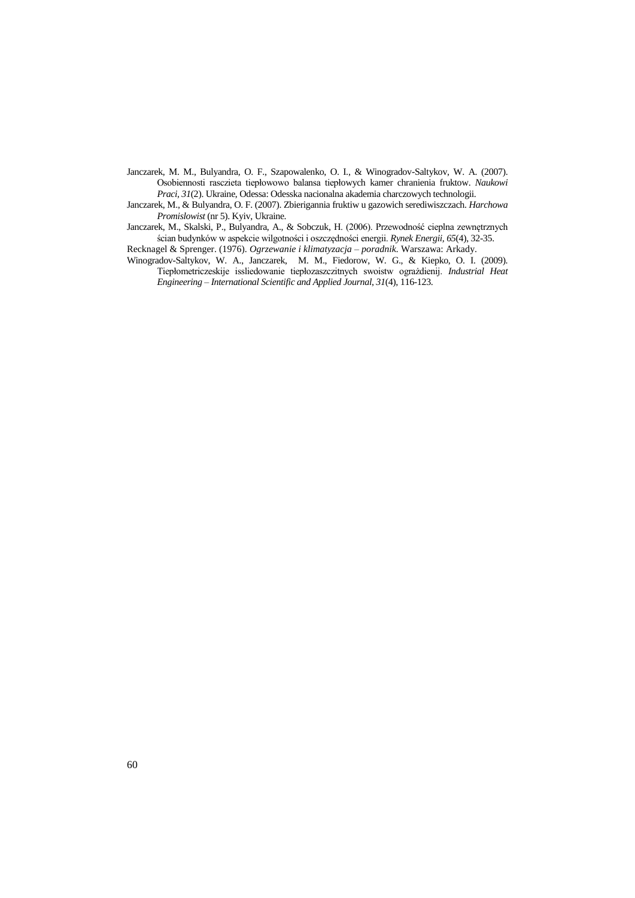Janczarek, M. M., Bulyandra, O. F., Szapowalenko, O. I., & Winogradov-Saltykov, W. A. (2007). Osobiennosti rasczieta tiepłowowo balansa tiepłowych kamer chranienia fruktow. *Naukowi Praci, 31*(2). Ukraine, Odessa: Odesska nacionalna akademia charczowych technologii.

Janczarek, M., & Bulyandra, O. F. (2007). Zbierigannia fruktiw u gazowich serediwiszczach. *Harchowa Promislowist* (nr 5). Kyiv, Ukraine.

Janczarek, M., Skalski, P., Bulyandra, A., & Sobczuk, H. (2006). Przewodność cieplna zewnętrznych ścian budynków w aspekcie wilgotności i oszczędności energii. *Rynek Energii, 65*(4), 32-35.

Recknagel & Sprenger. (1976). *Ogrzewanie i klimatyzacja – poradnik*. Warszawa: Arkady.

Winogradov-Saltykov, W. A., Janczarek, M. M., Fiedorow, W. G., & Kiepko, O. I. (2009). Tiepłometriczeskije issliedowanie tiepłozaszczitnych swoistw ograżdienij. *Industrial Heat Engineering – International Scientific and Applied Journal, 31*(4), 116-123.